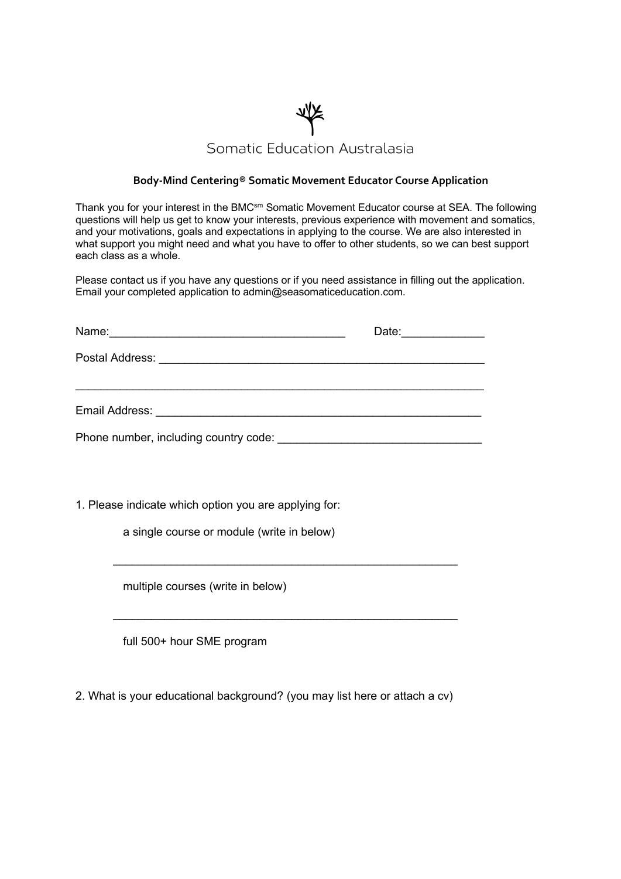Somatic Education Australasia

**Body-Mind Centering® Somatic Movement Educator Course Application**

Thank you for your interest in the BMC[sm] Somatic Movement Educator course at SEA. The following questions will help us get to know your interests, previous experience with movement and somatics, and your motivations, goals and expectations in applying to the course. We are also interested in what support you might need and what you have to offer to other students, so we can best support each class as a whole.

Please contact us if you have any questions or if you need assistance in filling out the application. Email your completed application to admin@seasomaticeducation.com.

Name:_____________________________________ Date:_____________

Postal Address: ____________________________________________________

_________________________________________________________________

Email Address: ____________________________________________________

Phone number, including country code: _______________________________

1. Please indicate which option you are applying for:

    a single course or module (write in below)

    _______________________________________________________

    multiple courses (write in below)

    _______________________________________________________

    full 500+ hour SME program

2. What is your educational background? (you may list here or attach a cv)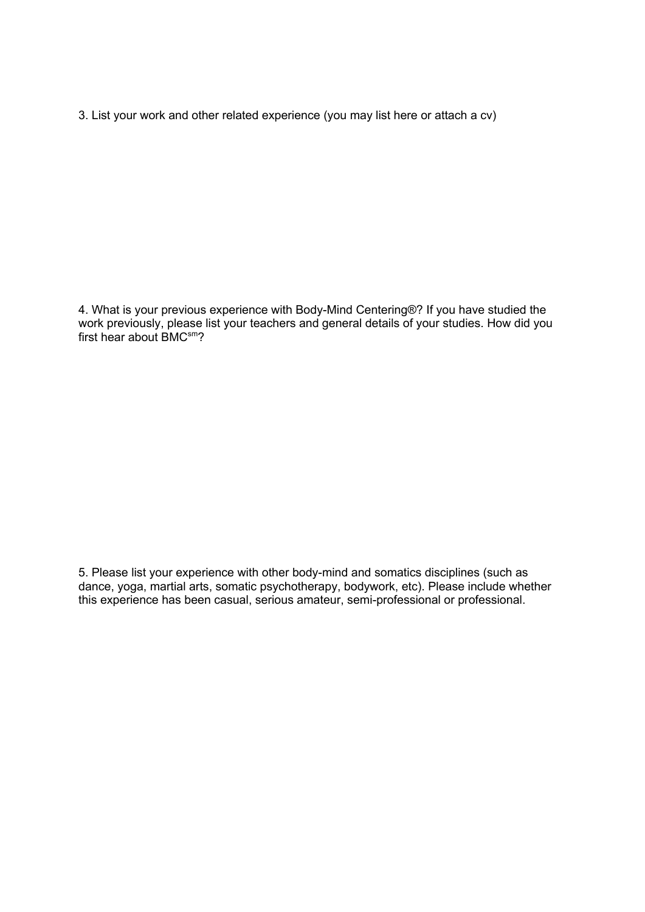3. List your work and other related experience (you may list here or attach a cv)

4. What is your previous experience with Body-Mind Centering®? If you have studied the work previously, please list your teachers and general details of your studies. How did you first hear about BMC[sm]?

5. Please list your experience with other body-mind and somatics disciplines (such as dance, yoga, martial arts, somatic psychotherapy, bodywork, etc). Please include whether this experience has been casual, serious amateur, semi-professional or professional.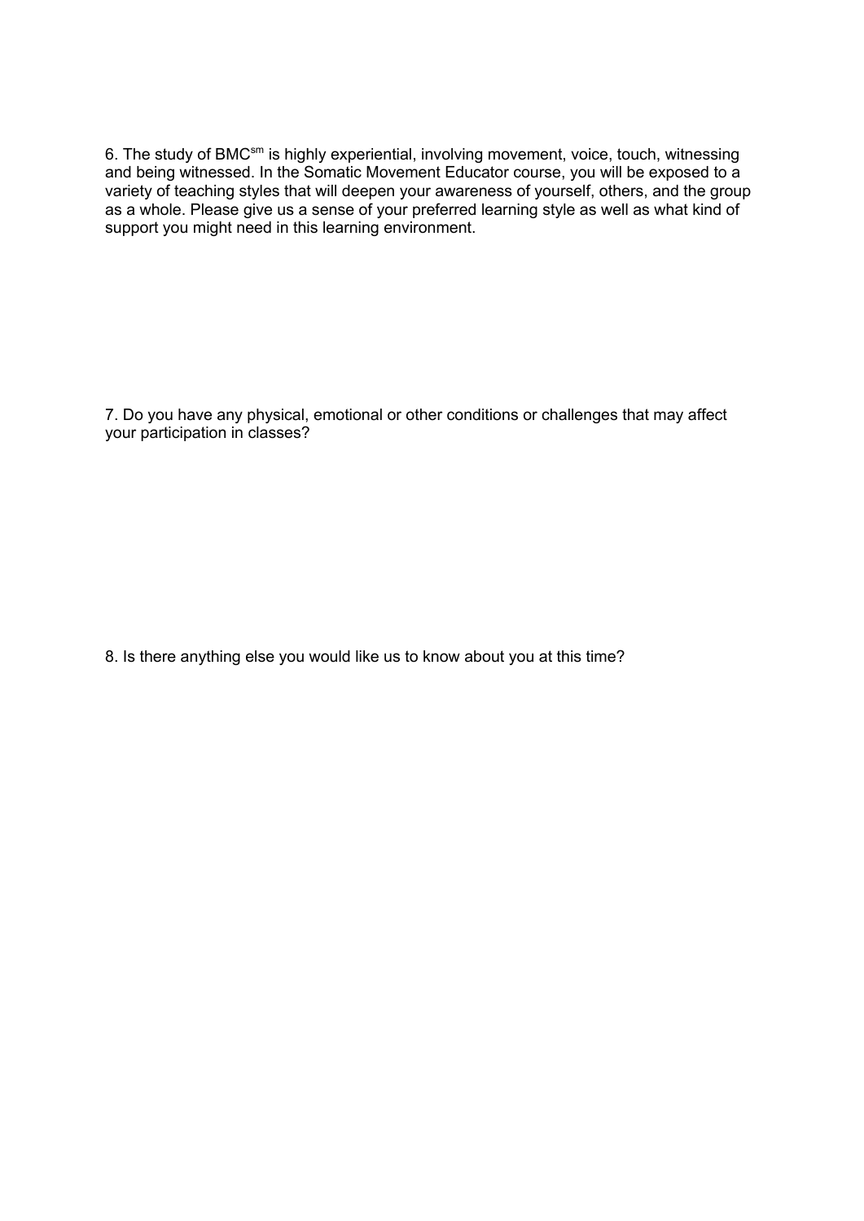6. The study of BMC[sm] is highly experiential, involving movement, voice, touch, witnessing and being witnessed. In the Somatic Movement Educator course, you will be exposed to a variety of teaching styles that will deepen your awareness of yourself, others, and the group as a whole. Please give us a sense of your preferred learning style as well as what kind of support you might need in this learning environment.

7. Do you have any physical, emotional or other conditions or challenges that may affect your participation in classes?

8. Is there anything else you would like us to know about you at this time?